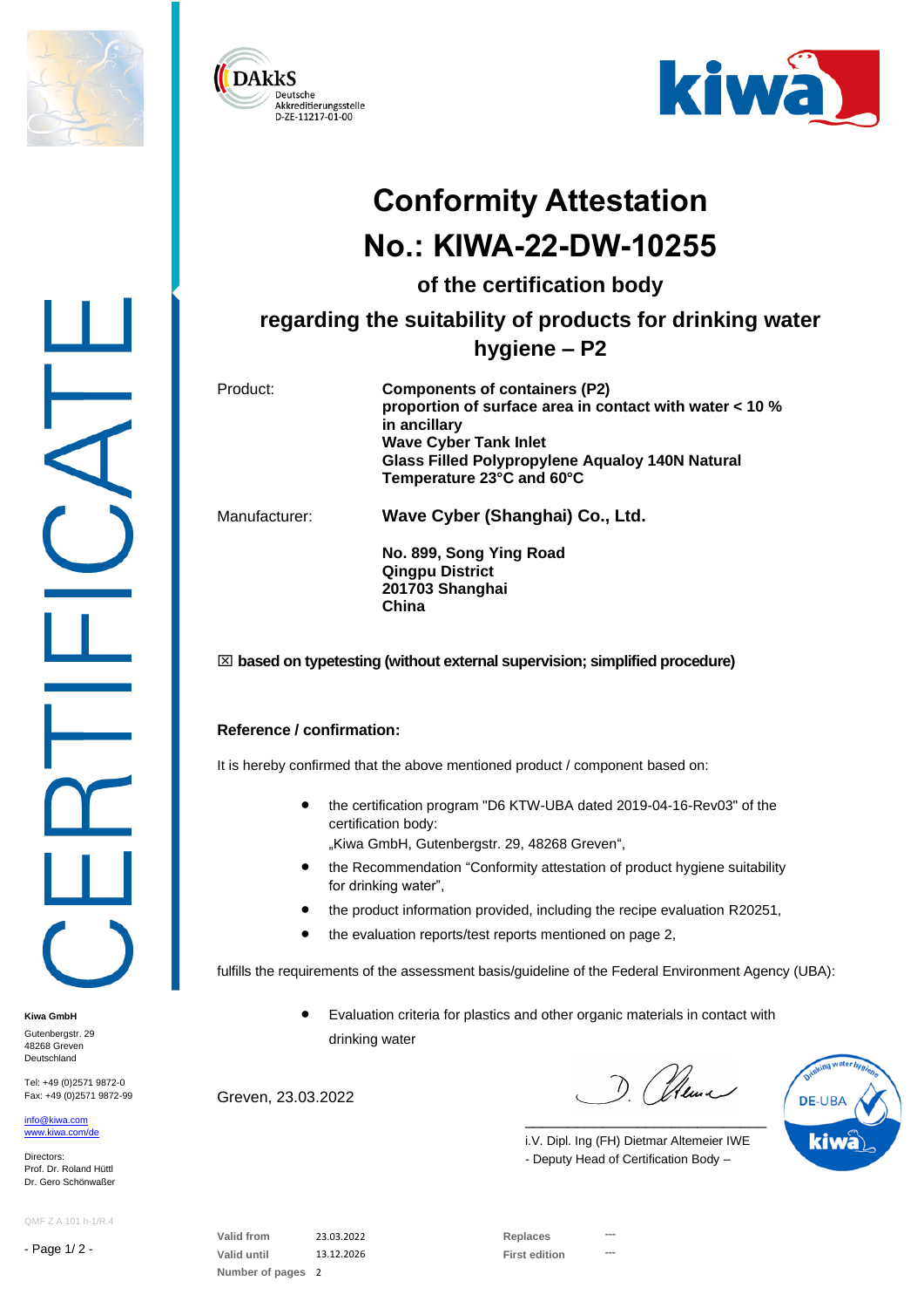DAkkS Deutsche Akkreditierungsstelle D-ZE-11217-01-00

kiwa

# Conformity Attestation
# No.: KIWA-22-DW-10255

## of the certification body

## regarding the suitability of products for drinking water hygiene – P2

| | |
|---|---|
| Product: | **Components of containers (P2)**<br>**proportion of surface area in contact with water < 10 %**<br>**in ancillary**<br>**Wave Cyber Tank Inlet**<br>**Glass Filled Polypropylene Aqualoy 140N Natural**<br>**Temperature 23°C and 60°C** |
| Manufacturer: | **Wave Cyber (Shanghai) Co., Ltd.**<br><br>**No. 899, Song Ying Road**<br>**Qingpu District**<br>**201703 Shanghai**<br>**China** |

☒ **based on typetesting (without external supervision; simplified procedure)**

**Reference / confirmation:**

It is hereby confirmed that the above mentioned product / component based on:

- the certification program "D6 KTW-UBA dated 2019-04-16-Rev03" of the certification body: „Kiwa GmbH, Gutenbergstr. 29, 48268 Greven",
- the Recommendation "Conformity attestation of product hygiene suitability for drinking water",
- the product information provided, including the recipe evaluation R20251,
- the evaluation reports/test reports mentioned on page 2,

fulfills the requirements of the assessment basis/guideline of the Federal Environment Agency (UBA):

- Evaluation criteria for plastics and other organic materials in contact with drinking water

Greven, 23.03.2022

i.V. Dipl. Ing (FH) Dietmar Altemeier IWE
- Deputy Head of Certification Body –

| | | | |
|---|---|---|---|
| Valid from | 23.03.2022 | Replaces | --- |
| Valid until | 13.12.2026 | First edition | --- |
| Number of pages | 2 | | |

**Kiwa GmbH**
Gutenbergstr. 29
48268 Greven
Deutschland

Tel: +49 (0)2571 9872-0
Fax: +49 (0)2571 9872-99

info@kiwa.com
www.kiwa.com/de

Directors:
Prof. Dr. Roland Hüttl
Dr. Gero Schönwaßer

QMF Z A 101 h-1/R.4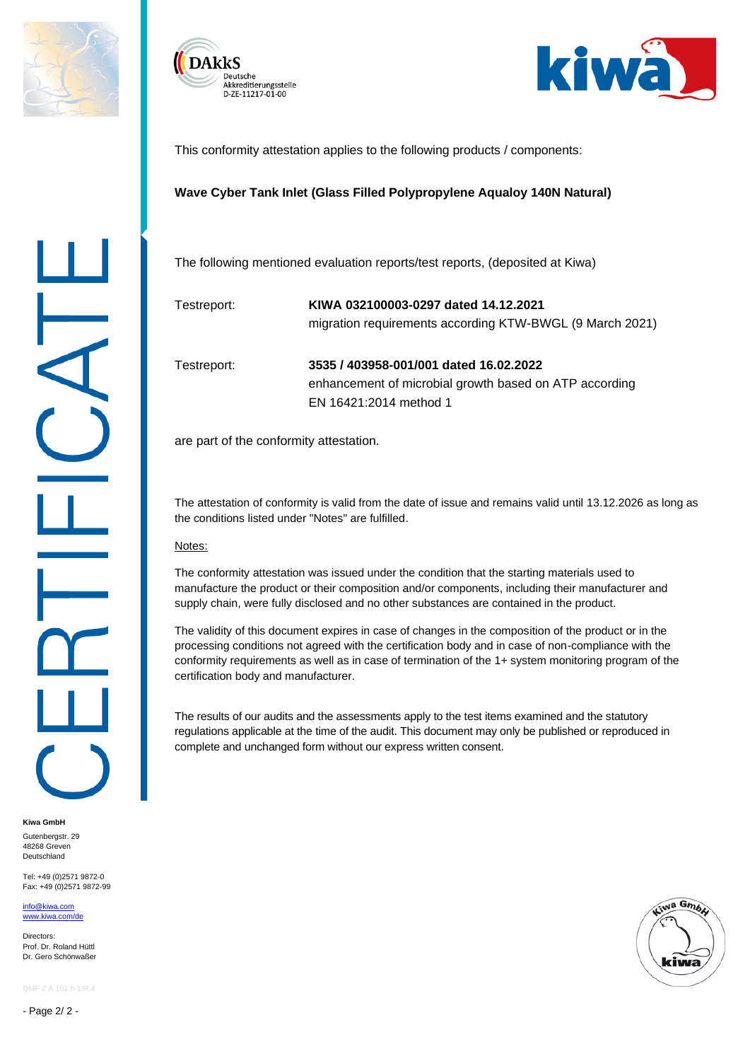This conformity attestation applies to the following products / components:

**Wave Cyber Tank Inlet (Glass Filled Polypropylene Aqualoy 140N Natural)**

The following mentioned evaluation reports/test reports, (deposited at Kiwa)

| | |
|---|---|
| Testreport: | **KIWA 032100003-0297 dated 14.12.2021**<br>migration requirements according KTW-BWGL (9 March 2021) |
| Testreport: | **3535 / 403958-001/001 dated 16.02.2022**<br>enhancement of microbial growth based on ATP according EN 16421:2014 method 1 |

are part of the conformity attestation.

The attestation of conformity is valid from the date of issue and remains valid until 13.12.2026 as long as the conditions listed under "Notes" are fulfilled.

Notes:

The conformity attestation was issued under the condition that the starting materials used to manufacture the product or their composition and/or components, including their manufacturer and supply chain, were fully disclosed and no other substances are contained in the product.

The validity of this document expires in case of changes in the composition of the product or in the processing conditions not agreed with the certification body and in case of non-compliance with the conformity requirements as well as in case of termination of the 1+ system monitoring program of the certification body and manufacturer.

The results of our audits and the assessments apply to the test items examined and the statutory regulations applicable at the time of the audit. This document may only be published or reproduced in complete and unchanged form without our express written consent.

**Kiwa GmbH**
Gutenbergstr. 29
48268 Greven
Deutschland

Tel: +49 (0)2571 9872-0
Fax: +49 (0)2571 9872-99

info@kiwa.com
www.kiwa.com/de

Directors:
Prof. Dr. Roland Hüttl
Dr. Gero Schönwaßer

QMF Z A 101 h-1/R.4